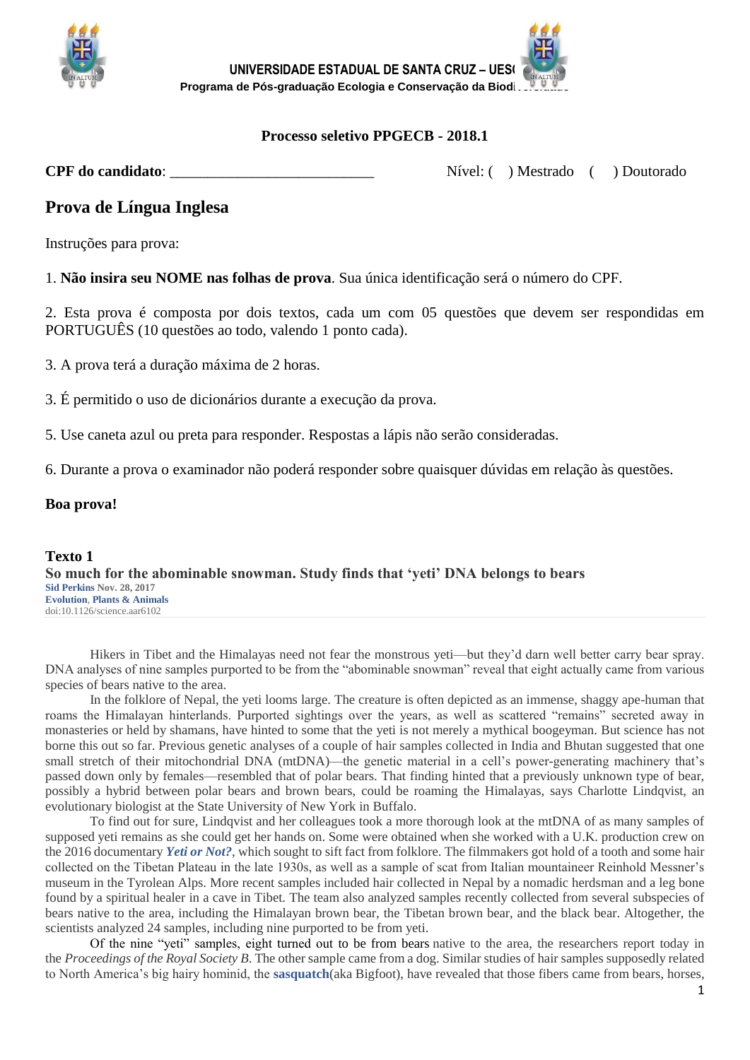UNIVERSIDADE ESTADUAL DE SANTA CRUZ – UESC
Programa de Pós-graduação Ecologia e Conservação da Biodiversidade

**Processo seletivo PPGECB - 2018.1**

**CPF do candidato**: ___________________________ Nível: ( ) Mestrado ( ) Doutorado

## Prova de Língua Inglesa

Instruções para prova:

1. **Não insira seu NOME nas folhas de prova**. Sua única identificação será o número do CPF.

2. Esta prova é composta por dois textos, cada um com 05 questões que devem ser respondidas em PORTUGUÊS (10 questões ao todo, valendo 1 ponto cada).

3. A prova terá a duração máxima de 2 horas.

3. É permitido o uso de dicionários durante a execução da prova.

5. Use caneta azul ou preta para responder. Respostas a lápis não serão consideradas.

6. Durante a prova o examinador não poderá responder sobre quaisquer dúvidas em relação às questões.

**Boa prova!**

### Texto 1

**So much for the abominable snowman. Study finds that 'yeti' DNA belongs to bears**

**Sid Perkins** Nov. 28, 2017
**Evolution**, **Plants & Animals**
doi:10.1126/science.aar6102

Hikers in Tibet and the Himalayas need not fear the monstrous yeti—but they'd darn well better carry bear spray. DNA analyses of nine samples purported to be from the "abominable snowman" reveal that eight actually came from various species of bears native to the area.

In the folklore of Nepal, the yeti looms large. The creature is often depicted as an immense, shaggy ape-human that roams the Himalayan hinterlands. Purported sightings over the years, as well as scattered "remains" secreted away in monasteries or held by shamans, have hinted to some that the yeti is not merely a mythical boogeyman. But science has not borne this out so far. Previous genetic analyses of a couple of hair samples collected in India and Bhutan suggested that one small stretch of their mitochondrial DNA (mtDNA)—the genetic material in a cell's power-generating machinery that's passed down only by females—resembled that of polar bears. That finding hinted that a previously unknown type of bear, possibly a hybrid between polar bears and brown bears, could be roaming the Himalayas, says Charlotte Lindqvist, an evolutionary biologist at the State University of New York in Buffalo.

To find out for sure, Lindqvist and her colleagues took a more thorough look at the mtDNA of as many samples of supposed yeti remains as she could get her hands on. Some were obtained when she worked with a U.K. production crew on the 2016 documentary ***Yeti or Not?***, which sought to sift fact from folklore. The filmmakers got hold of a tooth and some hair collected on the Tibetan Plateau in the late 1930s, as well as a sample of scat from Italian mountaineer Reinhold Messner's museum in the Tyrolean Alps. More recent samples included hair collected in Nepal by a nomadic herdsman and a leg bone found by a spiritual healer in a cave in Tibet. The team also analyzed samples recently collected from several subspecies of bears native to the area, including the Himalayan brown bear, the Tibetan brown bear, and the black bear. Altogether, the scientists analyzed 24 samples, including nine purported to be from yeti.

Of the nine "yeti" samples, eight turned out to be from bears native to the area, the researchers report today in the *Proceedings of the Royal Society B.* The other sample came from a dog. Similar studies of hair samples supposedly related to North America's big hairy hominid, the **sasquatch**(aka Bigfoot), have revealed that those fibers came from bears, horses,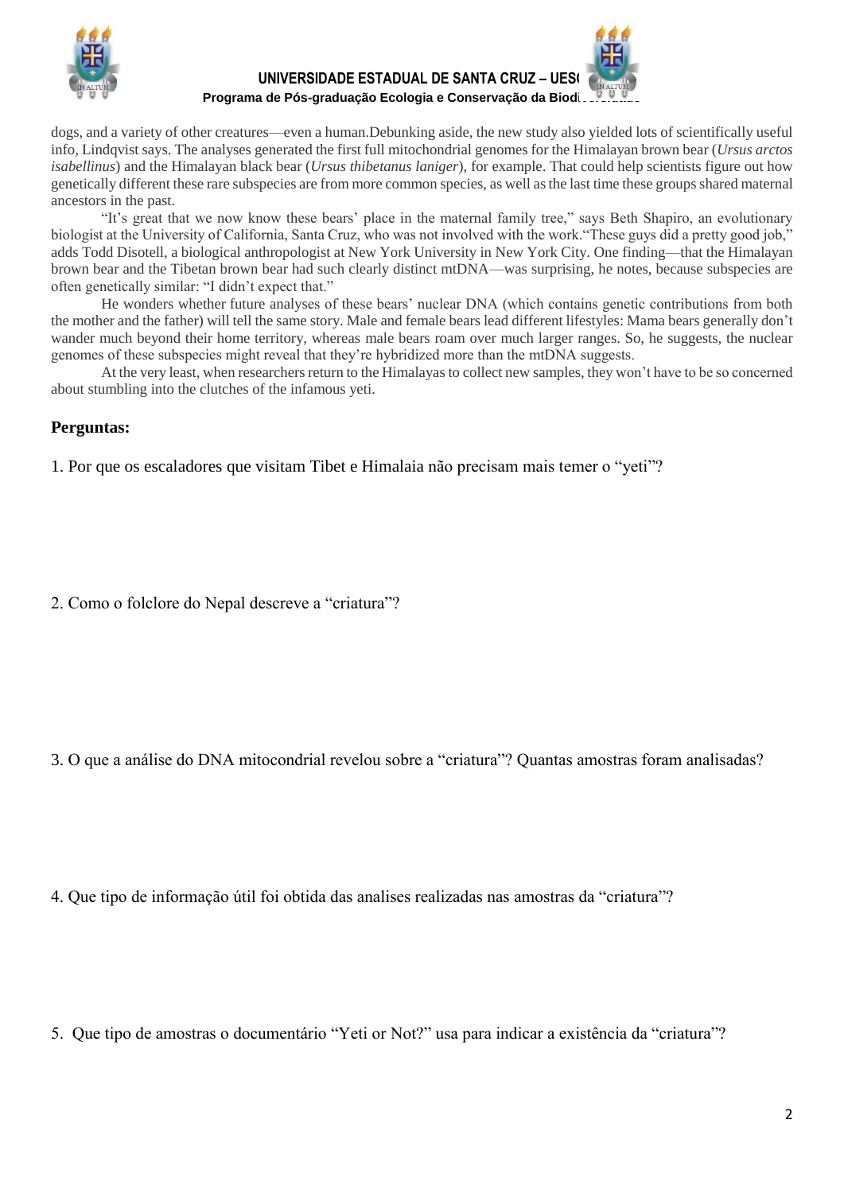dogs, and a variety of other creatures—even a human.Debunking aside, the new study also yielded lots of scientifically useful info, Lindqvist says. The analyses generated the first full mitochondrial genomes for the Himalayan brown bear (*Ursus arctos isabellinus*) and the Himalayan black bear (*Ursus thibetanus laniger*), for example. That could help scientists figure out how genetically different these rare subspecies are from more common species, as well as the last time these groups shared maternal ancestors in the past.

"It's great that we now know these bears' place in the maternal family tree," says Beth Shapiro, an evolutionary biologist at the University of California, Santa Cruz, who was not involved with the work."These guys did a pretty good job," adds Todd Disotell, a biological anthropologist at New York University in New York City. One finding—that the Himalayan brown bear and the Tibetan brown bear had such clearly distinct mtDNA—was surprising, he notes, because subspecies are often genetically similar: "I didn't expect that."

He wonders whether future analyses of these bears' nuclear DNA (which contains genetic contributions from both the mother and the father) will tell the same story. Male and female bears lead different lifestyles: Mama bears generally don't wander much beyond their home territory, whereas male bears roam over much larger ranges. So, he suggests, the nuclear genomes of these subspecies might reveal that they're hybridized more than the mtDNA suggests.

At the very least, when researchers return to the Himalayas to collect new samples, they won't have to be so concerned about stumbling into the clutches of the infamous yeti.

## Perguntas:

1. Por que os escaladores que visitam Tibet e Himalaia não precisam mais temer o "yeti"?

2. Como o folclore do Nepal descreve a "criatura"?

3. O que a análise do DNA mitocondrial revelou sobre a "criatura"? Quantas amostras foram analisadas?

4. Que tipo de informação útil foi obtida das analises realizadas nas amostras da "criatura"?

5. Que tipo de amostras o documentário "Yeti or Not?" usa para indicar a existência da "criatura"?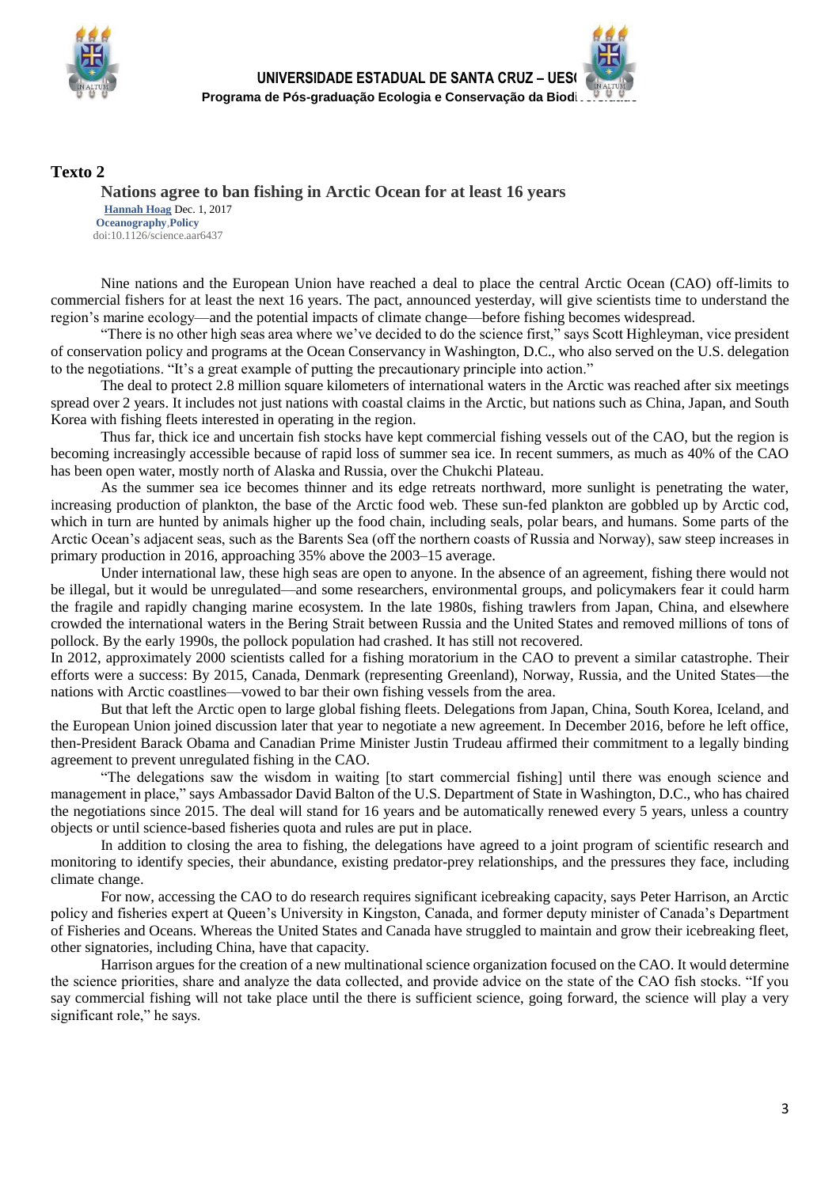## Texto 2

### Nations agree to ban fishing in Arctic Ocean for at least 16 years

**Hannah Hoag** Dec. 1, 2017
**Oceanography**,**Policy**
doi:10.1126/science.aar6437

Nine nations and the European Union have reached a deal to place the central Arctic Ocean (CAO) off-limits to commercial fishers for at least the next 16 years. The pact, announced yesterday, will give scientists time to understand the region's marine ecology—and the potential impacts of climate change—before fishing becomes widespread.

"There is no other high seas area where we've decided to do the science first," says Scott Highleyman, vice president of conservation policy and programs at the Ocean Conservancy in Washington, D.C., who also served on the U.S. delegation to the negotiations. "It's a great example of putting the precautionary principle into action."

The deal to protect 2.8 million square kilometers of international waters in the Arctic was reached after six meetings spread over 2 years. It includes not just nations with coastal claims in the Arctic, but nations such as China, Japan, and South Korea with fishing fleets interested in operating in the region.

Thus far, thick ice and uncertain fish stocks have kept commercial fishing vessels out of the CAO, but the region is becoming increasingly accessible because of rapid loss of summer sea ice. In recent summers, as much as 40% of the CAO has been open water, mostly north of Alaska and Russia, over the Chukchi Plateau.

As the summer sea ice becomes thinner and its edge retreats northward, more sunlight is penetrating the water, increasing production of plankton, the base of the Arctic food web. These sun-fed plankton are gobbled up by Arctic cod, which in turn are hunted by animals higher up the food chain, including seals, polar bears, and humans. Some parts of the Arctic Ocean's adjacent seas, such as the Barents Sea (off the northern coasts of Russia and Norway), saw steep increases in primary production in 2016, approaching 35% above the 2003–15 average.

Under international law, these high seas are open to anyone. In the absence of an agreement, fishing there would not be illegal, but it would be unregulated—and some researchers, environmental groups, and policymakers fear it could harm the fragile and rapidly changing marine ecosystem. In the late 1980s, fishing trawlers from Japan, China, and elsewhere crowded the international waters in the Bering Strait between Russia and the United States and removed millions of tons of pollock. By the early 1990s, the pollock population had crashed. It has still not recovered.

In 2012, approximately 2000 scientists called for a fishing moratorium in the CAO to prevent a similar catastrophe. Their efforts were a success: By 2015, Canada, Denmark (representing Greenland), Norway, Russia, and the United States—the nations with Arctic coastlines—vowed to bar their own fishing vessels from the area.

But that left the Arctic open to large global fishing fleets. Delegations from Japan, China, South Korea, Iceland, and the European Union joined discussion later that year to negotiate a new agreement. In December 2016, before he left office, then-President Barack Obama and Canadian Prime Minister Justin Trudeau affirmed their commitment to a legally binding agreement to prevent unregulated fishing in the CAO.

"The delegations saw the wisdom in waiting [to start commercial fishing] until there was enough science and management in place," says Ambassador David Balton of the U.S. Department of State in Washington, D.C., who has chaired the negotiations since 2015. The deal will stand for 16 years and be automatically renewed every 5 years, unless a country objects or until science-based fisheries quota and rules are put in place.

In addition to closing the area to fishing, the delegations have agreed to a joint program of scientific research and monitoring to identify species, their abundance, existing predator-prey relationships, and the pressures they face, including climate change.

For now, accessing the CAO to do research requires significant icebreaking capacity, says Peter Harrison, an Arctic policy and fisheries expert at Queen's University in Kingston, Canada, and former deputy minister of Canada's Department of Fisheries and Oceans. Whereas the United States and Canada have struggled to maintain and grow their icebreaking fleet, other signatories, including China, have that capacity.

Harrison argues for the creation of a new multinational science organization focused on the CAO. It would determine the science priorities, share and analyze the data collected, and provide advice on the state of the CAO fish stocks. "If you say commercial fishing will not take place until the there is sufficient science, going forward, the science will play a very significant role," he says.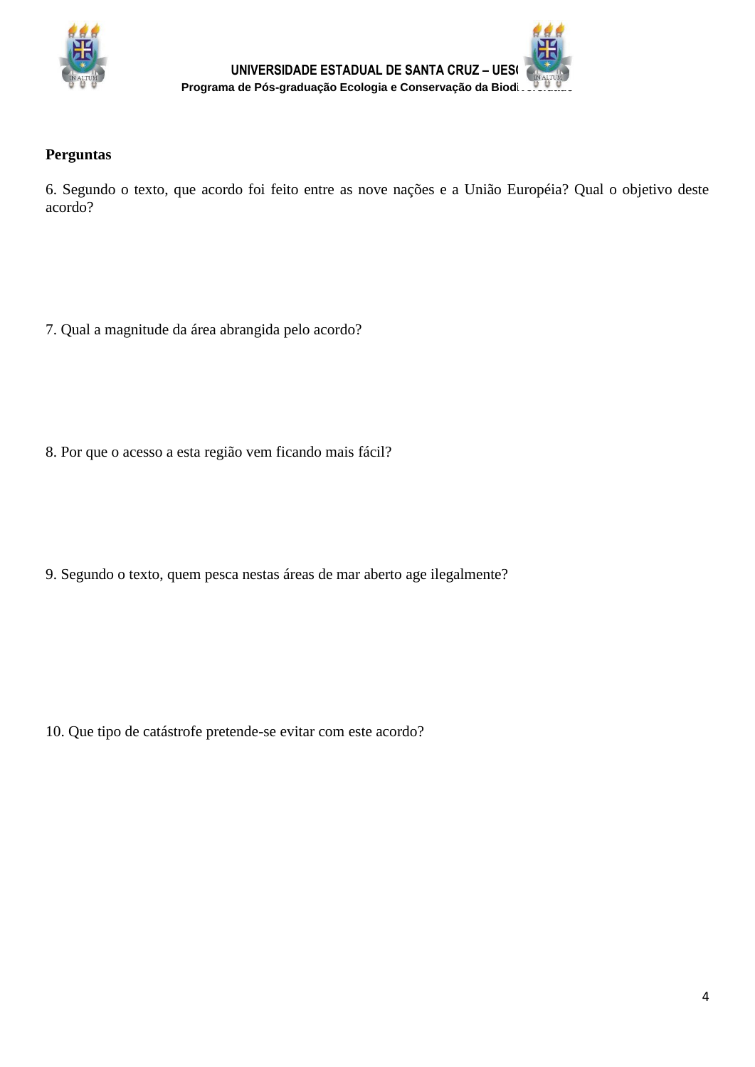**Perguntas**

6. Segundo o texto, que acordo foi feito entre as nove nações e a União Européia? Qual o objetivo deste acordo?

7. Qual a magnitude da área abrangida pelo acordo?

8. Por que o acesso a esta região vem ficando mais fácil?

9. Segundo o texto, quem pesca nestas áreas de mar aberto age ilegalmente?

10. Que tipo de catástrofe pretende-se evitar com este acordo?